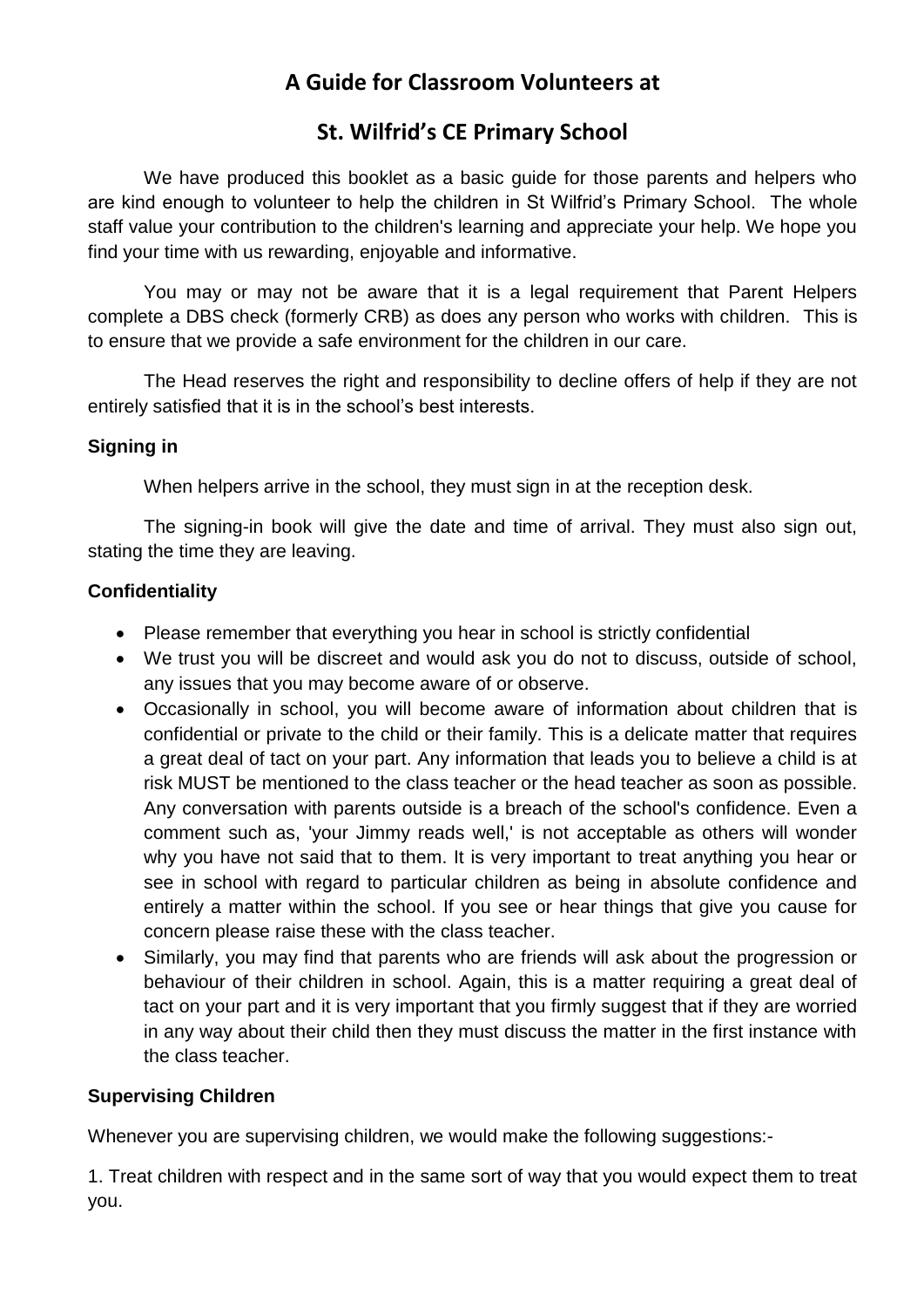# A Guide for Classroom Volunteers at

# St. Wilfrid's CE Primary School

We have produced this booklet as a basic guide for those parents and helpers who are kind enough to volunteer to help the children in St Wilfrid's Primary School. The whole staff value your contribution to the children's learning and appreciate your help. We hope you find your time with us rewarding, enjoyable and informative.

You may or may not be aware that it is a legal requirement that Parent Helpers complete a DBS check (formerly CRB) as does any person who works with children. This is to ensure that we provide a safe environment for the children in our care.

The Head reserves the right and responsibility to decline offers of help if they are not entirely satisfied that it is in the school's best interests.

### Signing in

When helpers arrive in the school, they must sign in at the reception desk.

The signing-in book will give the date and time of arrival. They must also sign out, stating the time they are leaving.

### Confidentiality

- Please remember that everything you hear in school is strictly confidential
- We trust you will be discreet and would ask you do not to discuss, outside of school, any issues that you may become aware of or observe.
- Occasionally in school, you will become aware of information about children that is confidential or private to the child or their family. This is a delicate matter that requires a great deal of tact on your part. Any information that leads you to believe a child is at risk MUST be mentioned to the class teacher or the head teacher as soon as possible. Any conversation with parents outside is a breach of the school's confidence. Even a comment such as, 'your Jimmy reads well,' is not acceptable as others will wonder why you have not said that to them. It is very important to treat anything you hear or see in school with regard to particular children as being in absolute confidence and entirely a matter within the school. If you see or hear things that give you cause for concern please raise these with the class teacher.
- Similarly, you may find that parents who are friends will ask about the progression or behaviour of their children in school. Again, this is a matter requiring a great deal of tact on your part and it is very important that you firmly suggest that if they are worried in any way about their child then they must discuss the matter in the first instance with the class teacher.

### Supervising Children

Whenever you are supervising children, we would make the following suggestions:-

1. Treat children with respect and in the same sort of way that you would expect them to treat you.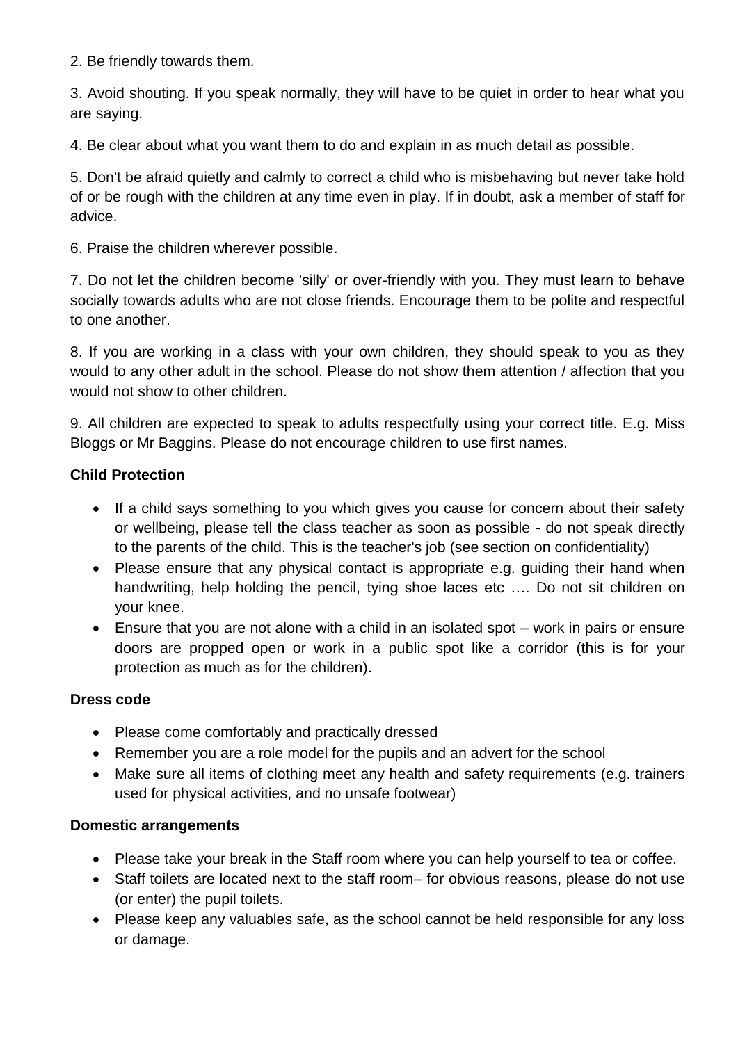2. Be friendly towards them.

3. Avoid shouting. If you speak normally, they will have to be quiet in order to hear what you are saying.

4. Be clear about what you want them to do and explain in as much detail as possible.

5. Don't be afraid quietly and calmly to correct a child who is misbehaving but never take hold of or be rough with the children at any time even in play. If in doubt, ask a member of staff for advice.

6. Praise the children wherever possible.

7. Do not let the children become 'silly' or over-friendly with you. They must learn to behave socially towards adults who are not close friends. Encourage them to be polite and respectful to one another.

8. If you are working in a class with your own children, they should speak to you as they would to any other adult in the school. Please do not show them attention / affection that you would not show to other children.

9. All children are expected to speak to adults respectfully using your correct title. E.g. Miss Bloggs or Mr Baggins. Please do not encourage children to use first names.

**Child Protection**

- If a child says something to you which gives you cause for concern about their safety or wellbeing, please tell the class teacher as soon as possible - do not speak directly to the parents of the child. This is the teacher's job (see section on confidentiality)
- Please ensure that any physical contact is appropriate e.g. guiding their hand when handwriting, help holding the pencil, tying shoe laces etc …. Do not sit children on your knee.
- Ensure that you are not alone with a child in an isolated spot – work in pairs or ensure doors are propped open or work in a public spot like a corridor (this is for your protection as much as for the children).

**Dress code**

- Please come comfortably and practically dressed
- Remember you are a role model for the pupils and an advert for the school
- Make sure all items of clothing meet any health and safety requirements (e.g. trainers used for physical activities, and no unsafe footwear)

**Domestic arrangements**

- Please take your break in the Staff room where you can help yourself to tea or coffee.
- Staff toilets are located next to the staff room– for obvious reasons, please do not use (or enter) the pupil toilets.
- Please keep any valuables safe, as the school cannot be held responsible for any loss or damage.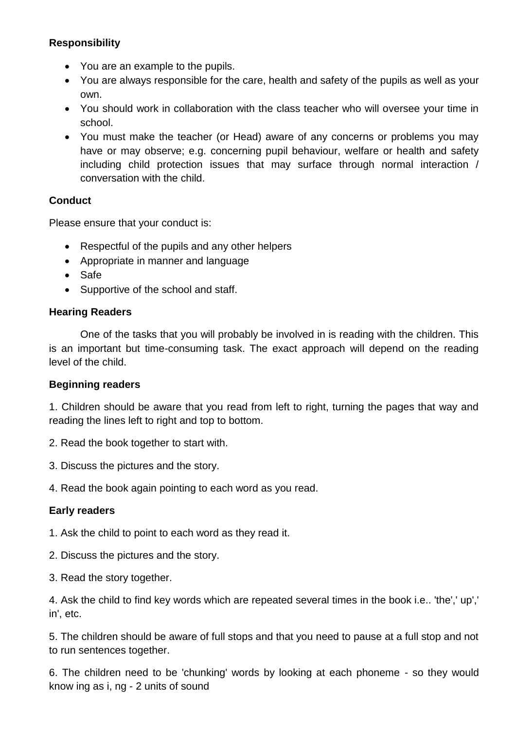**Responsibility**

- You are an example to the pupils.
- You are always responsible for the care, health and safety of the pupils as well as your own.
- You should work in collaboration with the class teacher who will oversee your time in school.
- You must make the teacher (or Head) aware of any concerns or problems you may have or may observe; e.g. concerning pupil behaviour, welfare or health and safety including child protection issues that may surface through normal interaction / conversation with the child.

**Conduct**

Please ensure that your conduct is:

- Respectful of the pupils and any other helpers
- Appropriate in manner and language
- Safe
- Supportive of the school and staff.

**Hearing Readers**

One of the tasks that you will probably be involved in is reading with the children. This is an important but time-consuming task. The exact approach will depend on the reading level of the child.

**Beginning readers**

1. Children should be aware that you read from left to right, turning the pages that way and reading the lines left to right and top to bottom.

2. Read the book together to start with.

3. Discuss the pictures and the story.

4. Read the book again pointing to each word as you read.

**Early readers**

1. Ask the child to point to each word as they read it.

2. Discuss the pictures and the story.

3. Read the story together.

4. Ask the child to find key words which are repeated several times in the book i.e.. 'the',' up',' in', etc.

5. The children should be aware of full stops and that you need to pause at a full stop and not to run sentences together.

6. The children need to be 'chunking' words by looking at each phoneme - so they would know ing as i, ng - 2 units of sound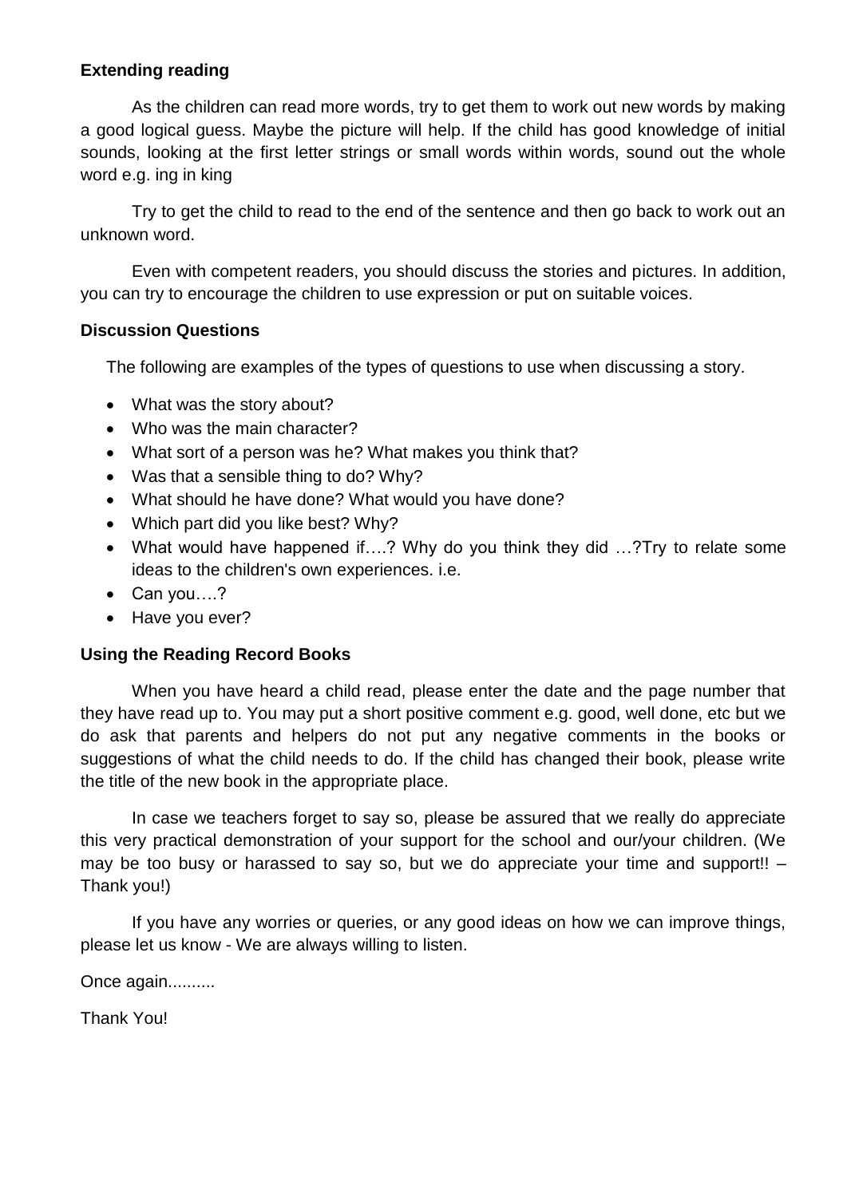**Extending reading**

As the children can read more words, try to get them to work out new words by making a good logical guess. Maybe the picture will help. If the child has good knowledge of initial sounds, looking at the first letter strings or small words within words, sound out the whole word e.g. ing in king

Try to get the child to read to the end of the sentence and then go back to work out an unknown word.

Even with competent readers, you should discuss the stories and pictures. In addition, you can try to encourage the children to use expression or put on suitable voices.

**Discussion Questions**

The following are examples of the types of questions to use when discussing a story.

- What was the story about?
- Who was the main character?
- What sort of a person was he? What makes you think that?
- Was that a sensible thing to do? Why?
- What should he have done? What would you have done?
- Which part did you like best? Why?
- What would have happened if….? Why do you think they did …?Try to relate some ideas to the children's own experiences. i.e.
- Can you….?
- Have you ever?

**Using the Reading Record Books**

When you have heard a child read, please enter the date and the page number that they have read up to. You may put a short positive comment e.g. good, well done, etc but we do ask that parents and helpers do not put any negative comments in the books or suggestions of what the child needs to do. If the child has changed their book, please write the title of the new book in the appropriate place.

In case we teachers forget to say so, please be assured that we really do appreciate this very practical demonstration of your support for the school and our/your children. (We may be too busy or harassed to say so, but we do appreciate your time and support!! – Thank you!)

If you have any worries or queries, or any good ideas on how we can improve things, please let us know - We are always willing to listen.

Once again..........

Thank You!